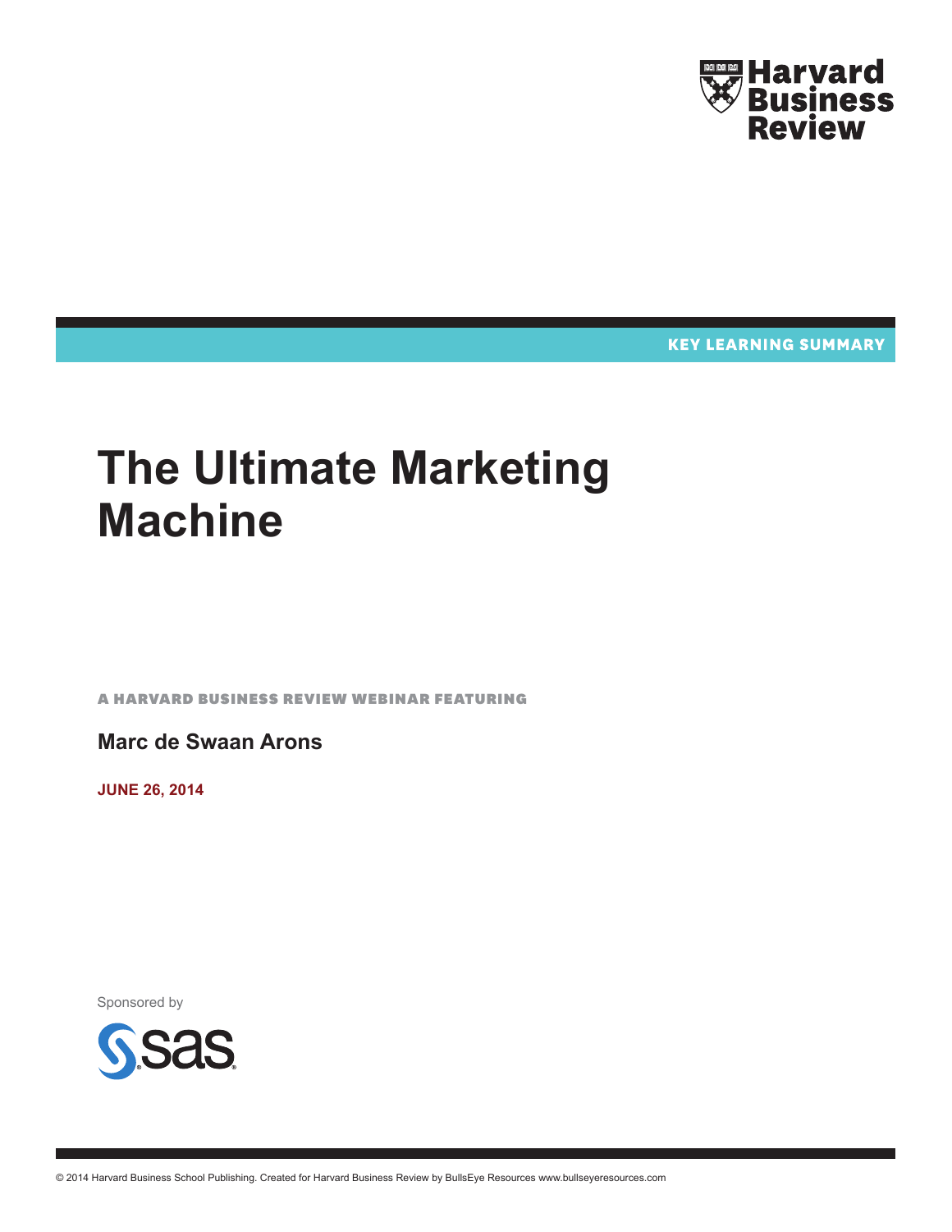Harvard Business Review

KEY LEARNING SUMMARY

# The Ultimate Marketing Machine

A HARVARD BUSINESS REVIEW WEBINAR FEATURING

**Marc de Swaan Arons**

**JUNE 26, 2014**

Sponsored by

sas

© 2014 Harvard Business School Publishing. Created for Harvard Business Review by BullsEye Resources www.bullseyeresources.com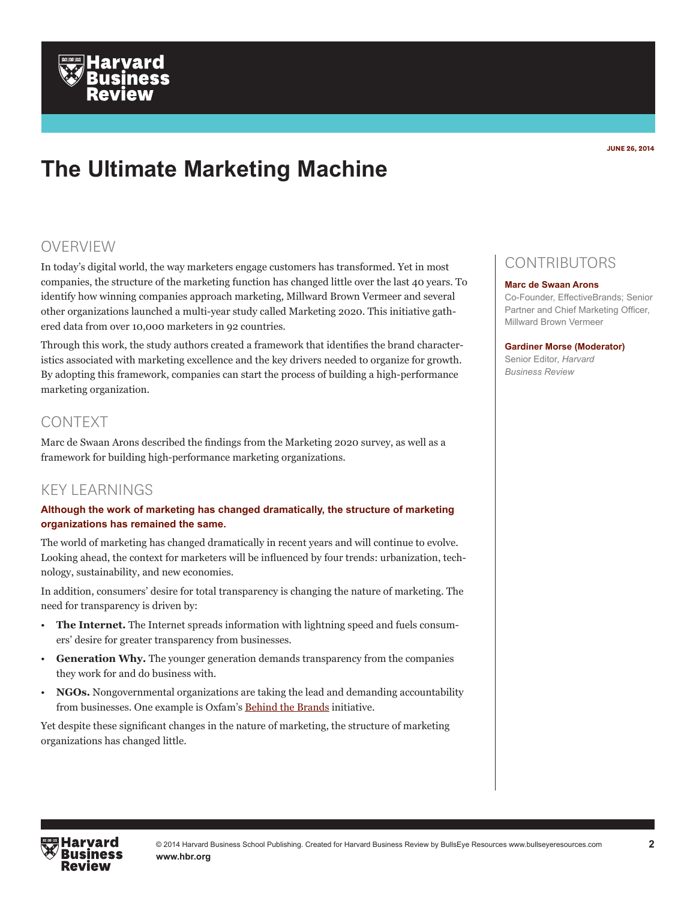JUNE 26, 2014

# The Ultimate Marketing Machine

## OVERVIEW

In today's digital world, the way marketers engage customers has transformed. Yet in most companies, the structure of the marketing function has changed little over the last 40 years. To identify how winning companies approach marketing, Millward Brown Vermeer and several other organizations launched a multi-year study called Marketing 2020. This initiative gathered data from over 10,000 marketers in 92 countries.

Through this work, the study authors created a framework that identifies the brand characteristics associated with marketing excellence and the key drivers needed to organize for growth. By adopting this framework, companies can start the process of building a high-performance marketing organization.

## CONTEXT

Marc de Swaan Arons described the findings from the Marketing 2020 survey, as well as a framework for building high-performance marketing organizations.

## KEY LEARNINGS

**Although the work of marketing has changed dramatically, the structure of marketing organizations has remained the same.**

The world of marketing has changed dramatically in recent years and will continue to evolve. Looking ahead, the context for marketers will be influenced by four trends: urbanization, technology, sustainability, and new economies.

In addition, consumers' desire for total transparency is changing the nature of marketing. The need for transparency is driven by:

- **The Internet.** The Internet spreads information with lightning speed and fuels consumers' desire for greater transparency from businesses.
- **Generation Why.** The younger generation demands transparency from the companies they work for and do business with.
- **NGOs.** Nongovernmental organizations are taking the lead and demanding accountability from businesses. One example is Oxfam's Behind the Brands initiative.

Yet despite these significant changes in the nature of marketing, the structure of marketing organizations has changed little.

## CONTRIBUTORS

**Marc de Swaan Arons**
Co-Founder, EffectiveBrands; Senior Partner and Chief Marketing Officer, Millward Brown Vermeer

**Gardiner Morse (Moderator)**
Senior Editor, *Harvard Business Review*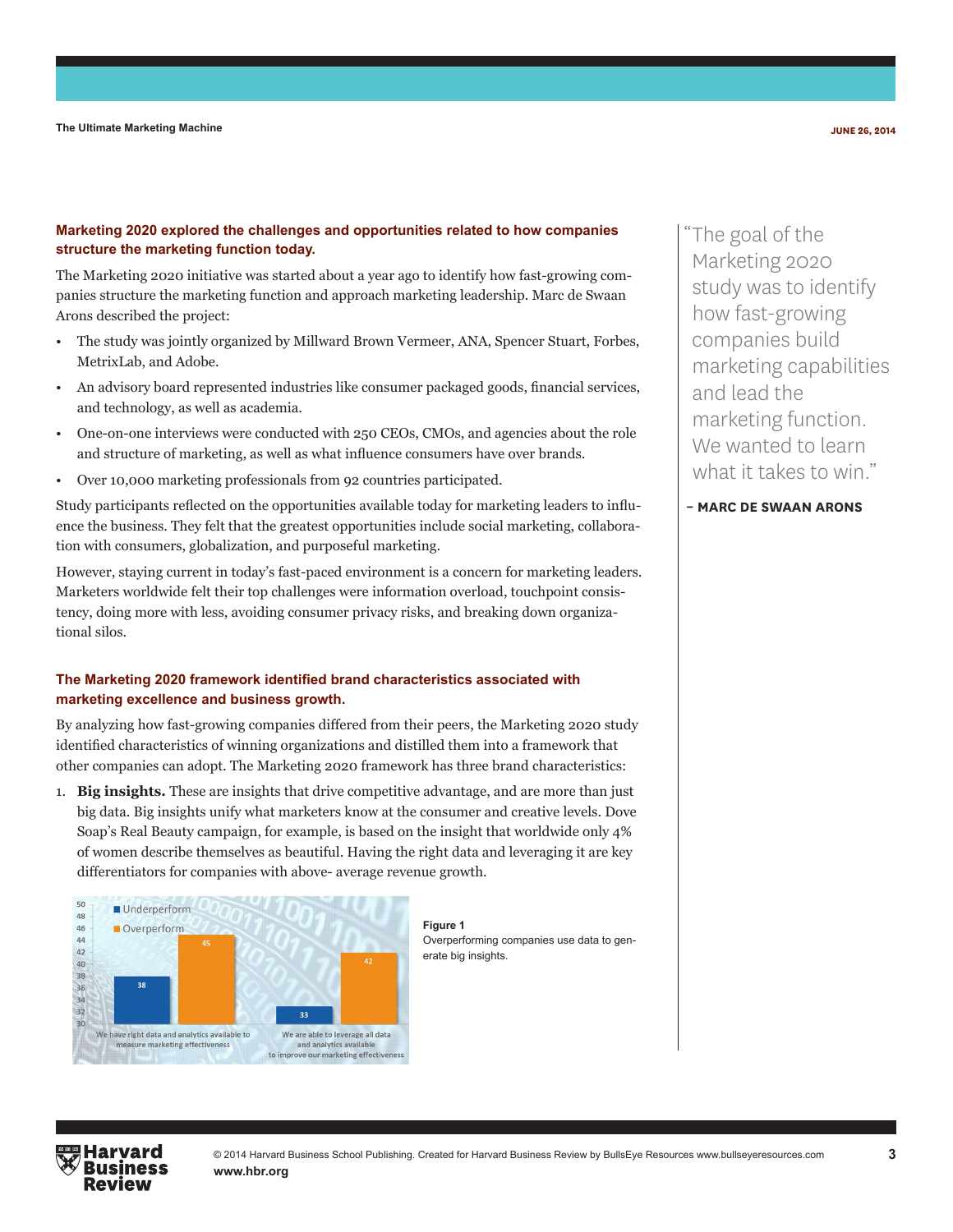**Marketing 2020 explored the challenges and opportunities related to how companies structure the marketing function today.**

The Marketing 2020 initiative was started about a year ago to identify how fast-growing companies structure the marketing function and approach marketing leadership. Marc de Swaan Arons described the project:

- The study was jointly organized by Millward Brown Vermeer, ANA, Spencer Stuart, Forbes, MetrixLab, and Adobe.
- An advisory board represented industries like consumer packaged goods, financial services, and technology, as well as academia.
- One-on-one interviews were conducted with 250 CEOs, CMOs, and agencies about the role and structure of marketing, as well as what influence consumers have over brands.
- Over 10,000 marketing professionals from 92 countries participated.

Study participants reflected on the opportunities available today for marketing leaders to influence the business. They felt that the greatest opportunities include social marketing, collaboration with consumers, globalization, and purposeful marketing.

However, staying current in today's fast-paced environment is a concern for marketing leaders. Marketers worldwide felt their top challenges were information overload, touchpoint consistency, doing more with less, avoiding consumer privacy risks, and breaking down organizational silos.

> "The goal of the Marketing 2020 study was to identify how fast-growing companies build marketing capabilities and lead the marketing function. We wanted to learn what it takes to win."
>
> – MARC DE SWAAN ARONS

**The Marketing 2020 framework identified brand characteristics associated with marketing excellence and business growth.**

By analyzing how fast-growing companies differed from their peers, the Marketing 2020 study identified characteristics of winning organizations and distilled them into a framework that other companies can adopt. The Marketing 2020 framework has three brand characteristics:

1. **Big insights.** These are insights that drive competitive advantage, and are more than just big data. Big insights unify what marketers know at the consumer and creative levels. Dove Soap's Real Beauty campaign, for example, is based on the insight that worldwide only 4% of women describe themselves as beautiful. Having the right data and leveraging it are key differentiators for companies with above- average revenue growth.

| | Underperform | Overperform |
|---|---|---|
| We have right data and analytics available to measure marketing effectiveness | 38 | 45 |
| We are able to leverage all data and analytics available to improve our marketing effectiveness | 33 | 42 |

**Figure 1**
Overperforming companies use data to generate big insights.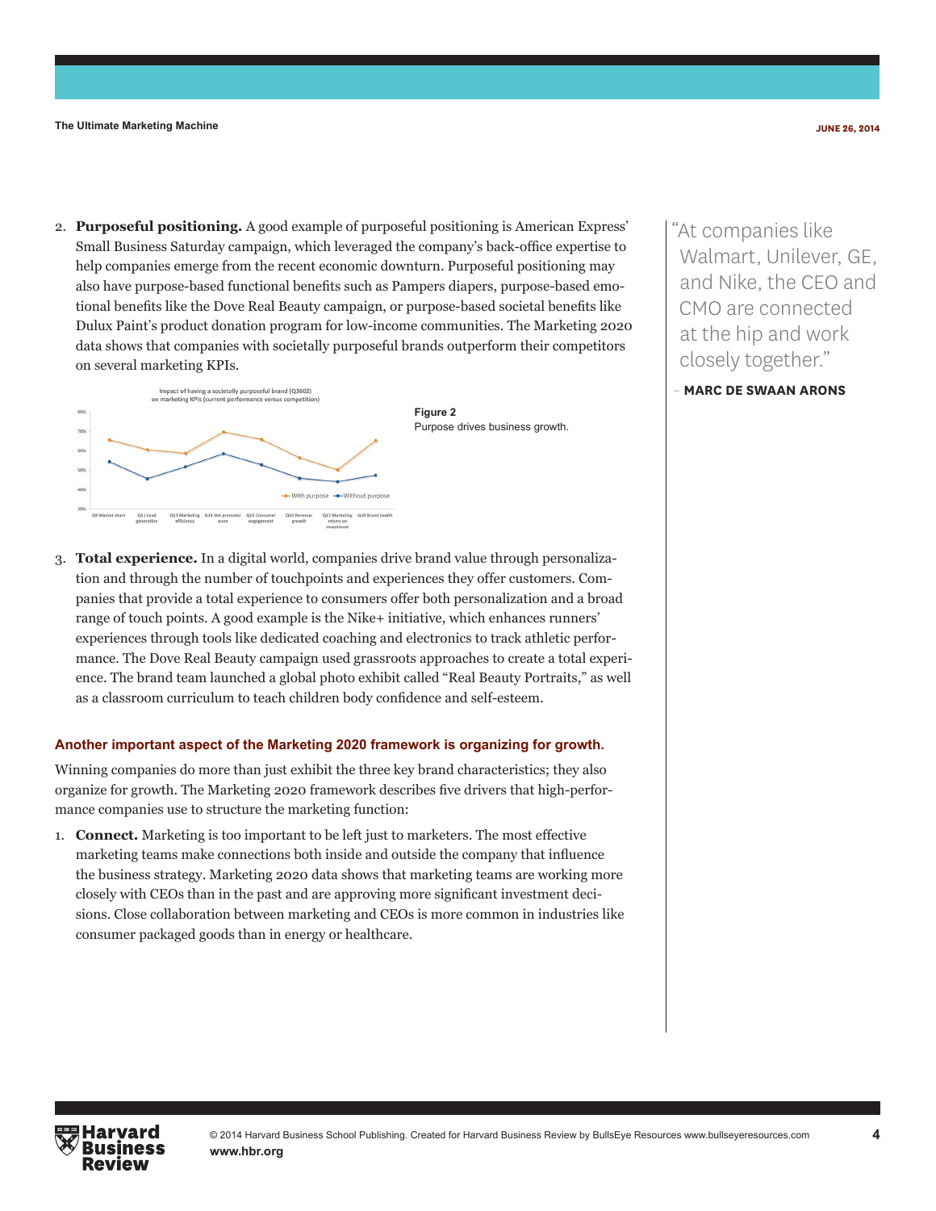2. **Purposeful positioning.** A good example of purposeful positioning is American Express' Small Business Saturday campaign, which leveraged the company's back-office expertise to help companies emerge from the recent economic downturn. Purposeful positioning may also have purpose-based functional benefits such as Pampers diapers, purpose-based emotional benefits like the Dove Real Beauty campaign, or purpose-based societal benefits like Dulux Paint's product donation program for low-income communities. The Marketing 2020 data shows that companies with societally purposeful brands outperform their competitors on several marketing KPIs.

**Figure 2**
Purpose drives business growth.

3. **Total experience.** In a digital world, companies drive brand value through personalization and through the number of touchpoints and experiences they offer customers. Companies that provide a total experience to consumers offer both personalization and a broad range of touch points. A good example is the Nike+ initiative, which enhances runners' experiences through tools like dedicated coaching and electronics to track athletic performance. The Dove Real Beauty campaign used grassroots approaches to create a total experience. The brand team launched a global photo exhibit called "Real Beauty Portraits," as well as a classroom curriculum to teach children body confidence and self-esteem.

> "At companies like Walmart, Unilever, GE, and Nike, the CEO and CMO are connected at the hip and work closely together."
>
> – **MARC DE SWAAN ARONS**

#### Another important aspect of the Marketing 2020 framework is organizing for growth.

Winning companies do more than just exhibit the three key brand characteristics; they also organize for growth. The Marketing 2020 framework describes five drivers that high-performance companies use to structure the marketing function:

1. **Connect.** Marketing is too important to be left just to marketers. The most effective marketing teams make connections both inside and outside the company that influence the business strategy. Marketing 2020 data shows that marketing teams are working more closely with CEOs than in the past and are approving more significant investment decisions. Close collaboration between marketing and CEOs is more common in industries like consumer packaged goods than in energy or healthcare.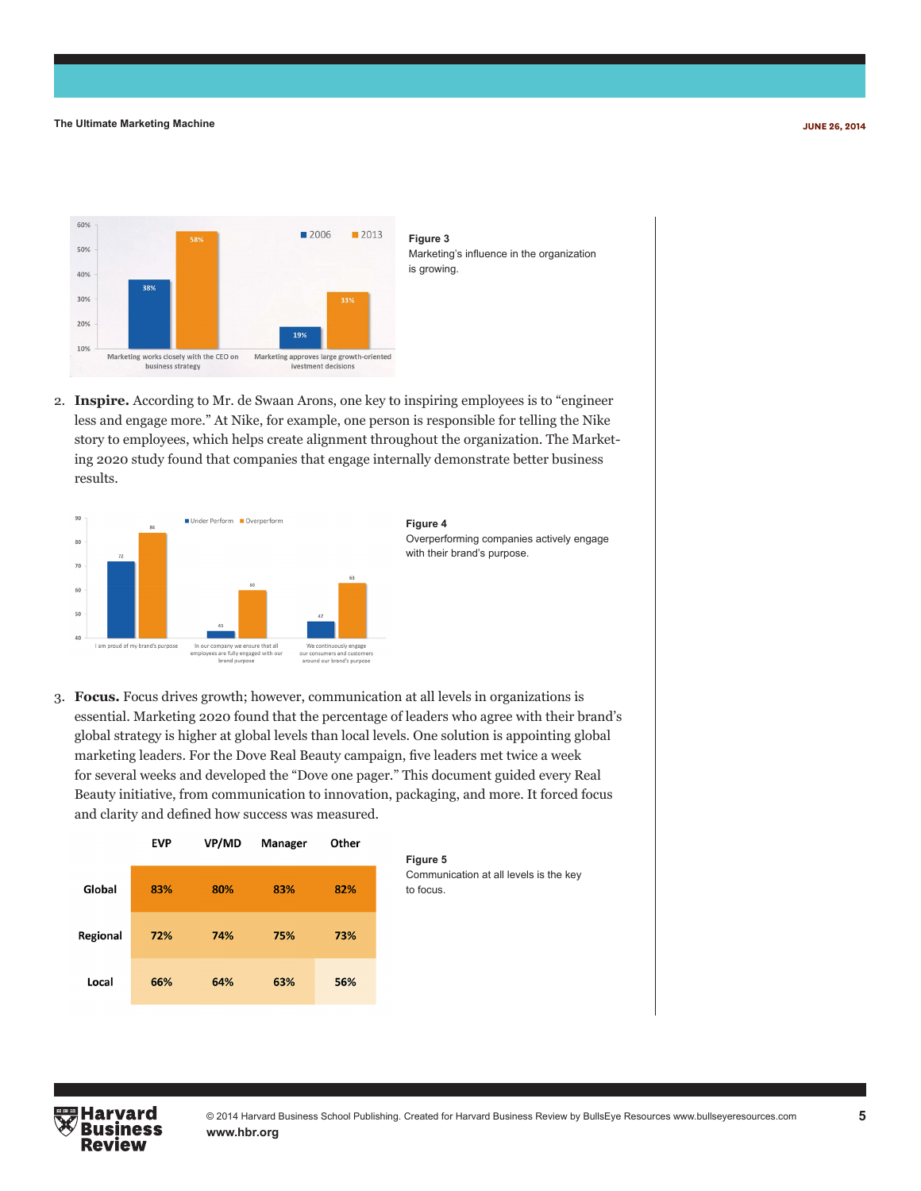Figure 3
Marketing's influence in the organization is growing.

2. **Inspire.** According to Mr. de Swaan Arons, one key to inspiring employees is to "engineer less and engage more." At Nike, for example, one person is responsible for telling the Nike story to employees, which helps create alignment throughout the organization. The Marketing 2020 study found that companies that engage internally demonstrate better business results.

Figure 4
Overperforming companies actively engage with their brand's purpose.

3. **Focus.** Focus drives growth; however, communication at all levels in organizations is essential. Marketing 2020 found that the percentage of leaders who agree with their brand's global strategy is higher at global levels than local levels. One solution is appointing global marketing leaders. For the Dove Real Beauty campaign, five leaders met twice a week for several weeks and developed the "Dove one pager." This document guided every Real Beauty initiative, from communication to innovation, packaging, and more. It forced focus and clarity and defined how success was measured.

| | EVP | VP/MD | Manager | Other |
|---|---|---|---|---|
| Global | 83% | 80% | 83% | 82% |
| Regional | 72% | 74% | 75% | 73% |
| Local | 66% | 64% | 63% | 56% |

Figure 5
Communication at all levels is the key to focus.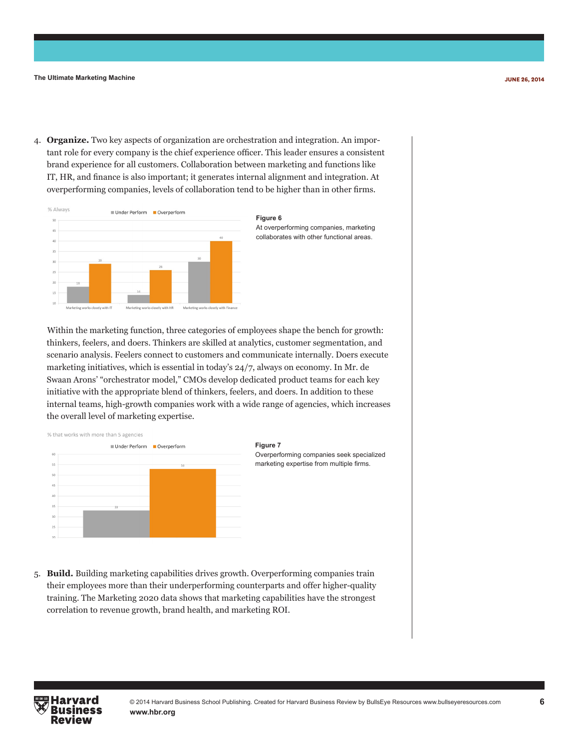4. **Organize.** Two key aspects of organization are orchestration and integration. An important role for every company is the chief experience officer. This leader ensures a consistent brand experience for all customers. Collaboration between marketing and functions like IT, HR, and finance is also important; it generates internal alignment and integration. At overperforming companies, levels of collaboration tend to be higher than in other firms.

| % Always | Under Perform | Overperform |
|---|---|---|
| Marketing works closely with IT | 18 | 29 |
| Marketing works closely with HR | 14 | 26 |
| Marketing works closely with Finance | 30 | 40 |

**Figure 6**
At overperforming companies, marketing collaborates with other functional areas.

Within the marketing function, three categories of employees shape the bench for growth: thinkers, feelers, and doers. Thinkers are skilled at analytics, customer segmentation, and scenario analysis. Feelers connect to customers and communicate internally. Doers execute marketing initiatives, which is essential in today's 24/7, always on economy. In Mr. de Swaan Arons' "orchestrator model," CMOs develop dedicated product teams for each key initiative with the appropriate blend of thinkers, feelers, and doers. In addition to these internal teams, high-growth companies work with a wide range of agencies, which increases the overall level of marketing expertise.

| % that works with more than 5 agencies | Under Perform | Overperform |
|---|---|---|
| | 33 | 53 |

**Figure 7**
Overperforming companies seek specialized marketing expertise from multiple firms.

5. **Build.** Building marketing capabilities drives growth. Overperforming companies train their employees more than their underperforming counterparts and offer higher-quality training. The Marketing 2020 data shows that marketing capabilities have the strongest correlation to revenue growth, brand health, and marketing ROI.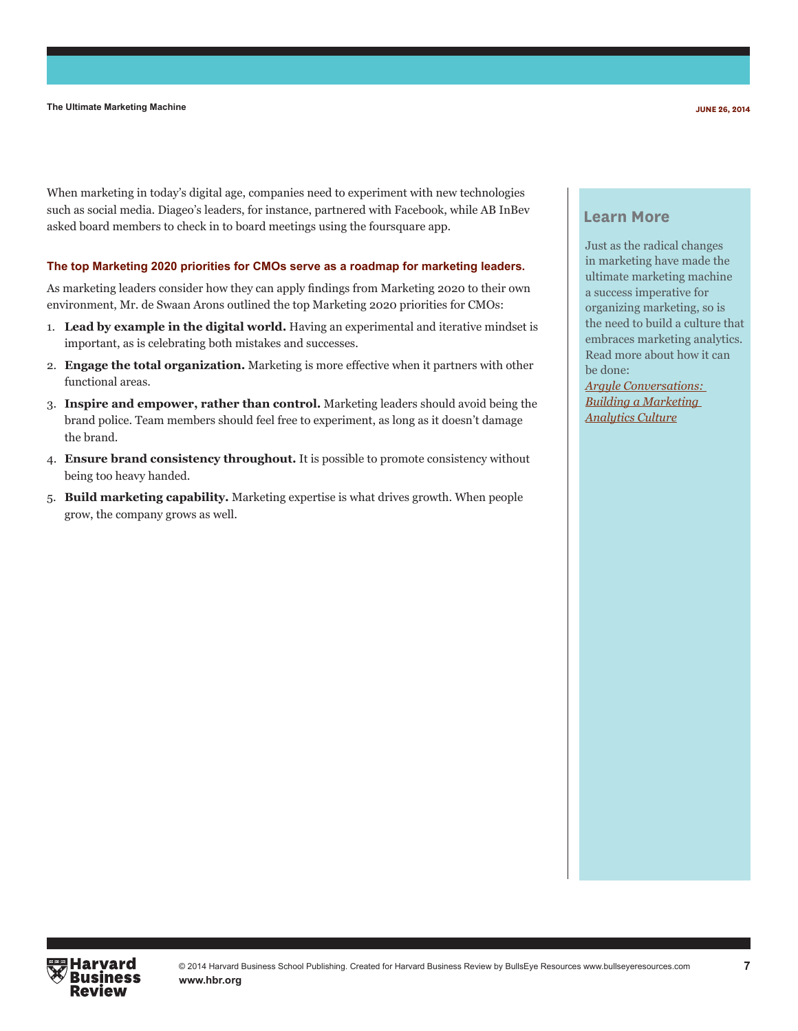When marketing in today's digital age, companies need to experiment with new technologies such as social media. Diageo's leaders, for instance, partnered with Facebook, while AB InBev asked board members to check in to board meetings using the foursquare app.

### The top Marketing 2020 priorities for CMOs serve as a roadmap for marketing leaders.

As marketing leaders consider how they can apply findings from Marketing 2020 to their own environment, Mr. de Swaan Arons outlined the top Marketing 2020 priorities for CMOs:

1. **Lead by example in the digital world.** Having an experimental and iterative mindset is important, as is celebrating both mistakes and successes.
2. **Engage the total organization.** Marketing is more effective when it partners with other functional areas.
3. **Inspire and empower, rather than control.** Marketing leaders should avoid being the brand police. Team members should feel free to experiment, as long as it doesn't damage the brand.
4. **Ensure brand consistency throughout.** It is possible to promote consistency without being too heavy handed.
5. **Build marketing capability.** Marketing expertise is what drives growth. When people grow, the company grows as well.

## Learn More

Just as the radical changes in marketing have made the ultimate marketing machine a success imperative for organizing marketing, so is the need to build a culture that embraces marketing analytics. Read more about how it can be done:

*Argyle Conversations: Building a Marketing Analytics Culture*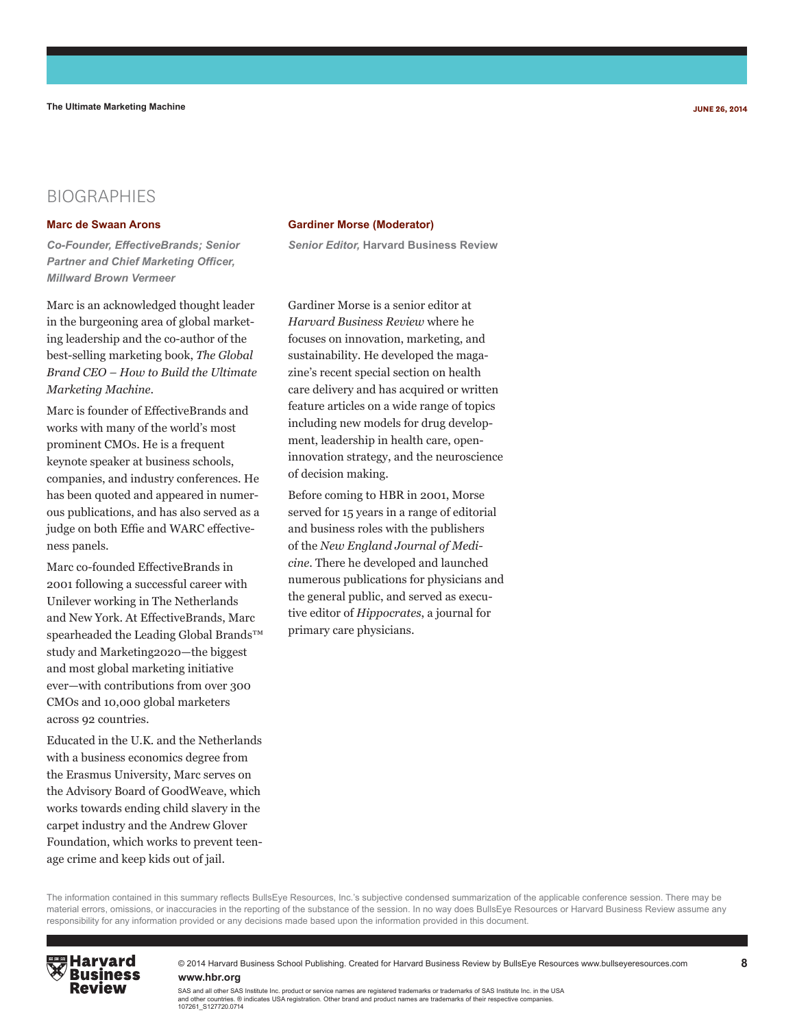## BIOGRAPHIES

### Marc de Swaan Arons

***Co-Founder, EffectiveBrands; Senior Partner and Chief Marketing Officer, Millward Brown Vermeer***

Marc is an acknowledged thought leader in the burgeoning area of global marketing leadership and the co-author of the best-selling marketing book, *The Global Brand CEO – How to Build the Ultimate Marketing Machine*.

Marc is founder of EffectiveBrands and works with many of the world's most prominent CMOs. He is a frequent keynote speaker at business schools, companies, and industry conferences. He has been quoted and appeared in numerous publications, and has also served as a judge on both Effie and WARC effectiveness panels.

Marc co-founded EffectiveBrands in 2001 following a successful career with Unilever working in The Netherlands and New York. At EffectiveBrands, Marc spearheaded the Leading Global Brands™ study and Marketing2020—the biggest and most global marketing initiative ever—with contributions from over 300 CMOs and 10,000 global marketers across 92 countries.

Educated in the U.K. and the Netherlands with a business economics degree from the Erasmus University, Marc serves on the Advisory Board of GoodWeave, which works towards ending child slavery in the carpet industry and the Andrew Glover Foundation, which works to prevent teenage crime and keep kids out of jail.

### Gardiner Morse (Moderator)

***Senior Editor,* Harvard Business Review**

Gardiner Morse is a senior editor at *Harvard Business Review* where he focuses on innovation, marketing, and sustainability. He developed the magazine's recent special section on health care delivery and has acquired or written feature articles on a wide range of topics including new models for drug development, leadership in health care, open-innovation strategy, and the neuroscience of decision making.

Before coming to HBR in 2001, Morse served for 15 years in a range of editorial and business roles with the publishers of the *New England Journal of Medicine*. There he developed and launched numerous publications for physicians and the general public, and served as executive editor of *Hippocrates*, a journal for primary care physicians.

The information contained in this summary reflects BullsEye Resources, Inc.'s subjective condensed summarization of the applicable conference session. There may be material errors, omissions, or inaccuracies in the reporting of the substance of the session. In no way does BullsEye Resources or Harvard Business Review assume any responsibility for any information provided or any decisions made based upon the information provided in this document.